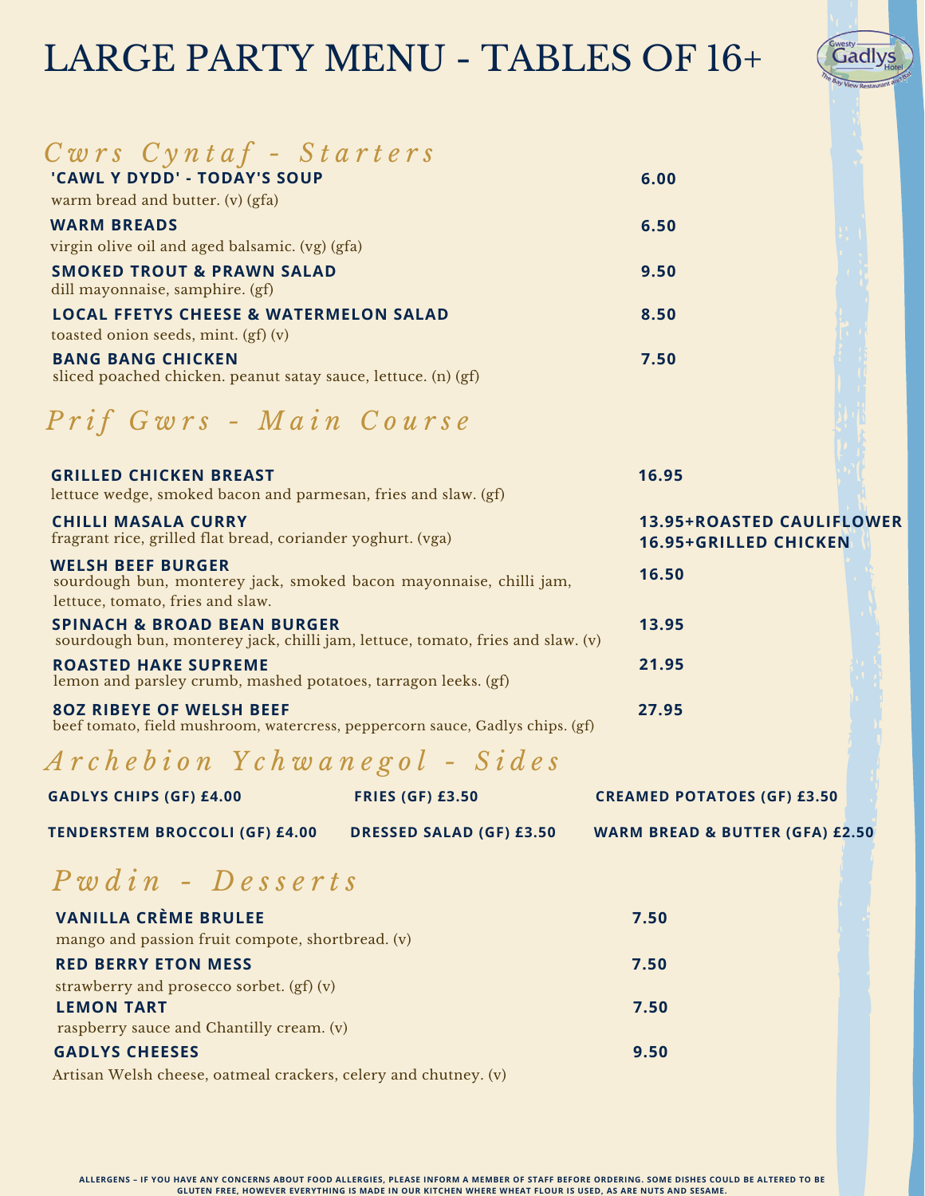# LARGE PARTY MENU - TABLES OF 16+

## *Cwrs Cyntaf - Starters*

**'CAWL Y DYDD' - TODAY'S SOUP** — **6.00**
warm bread and butter. (v) (gfa)

**WARM BREADS** — **6.50**
virgin olive oil and aged balsamic. (vg) (gfa)

**SMOKED TROUT & PRAWN SALAD** — **9.50**
dill mayonnaise, samphire. (gf)

**LOCAL FFETYS CHEESE & WATERMELON SALAD** — **8.50**
toasted onion seeds, mint. (gf) (v)

**BANG BANG CHICKEN** — **7.50**
sliced poached chicken. peanut satay sauce, lettuce. (n) (gf)

## *Prif Gwrs - Main Course*

**GRILLED CHICKEN BREAST** — **16.95**
lettuce wedge, smoked bacon and parmesan, fries and slaw. (gf)

**CHILLI MASALA CURRY** — **13.95+ROASTED CAULIFLOWER** / **16.95+GRILLED CHICKEN**
fragrant rice, grilled flat bread, coriander yoghurt. (vga)

**WELSH BEEF BURGER** — **16.50**
sourdough bun, monterey jack, smoked bacon mayonnaise, chilli jam, lettuce, tomato, fries and slaw.

**SPINACH & BROAD BEAN BURGER** — **13.95**
sourdough bun, monterey jack, chilli jam, lettuce, tomato, fries and slaw. (v)

**ROASTED HAKE SUPREME** — **21.95**
lemon and parsley crumb, mashed potatoes, tarragon leeks. (gf)

**8OZ RIBEYE OF WELSH BEEF** — **27.95**
beef tomato, field mushroom, watercress, peppercorn sauce, Gadlys chips. (gf)

## *Archebion Ychwanegol - Sides*

**GADLYS CHIPS (GF) £4.00**
**FRIES (GF) £3.50**
**CREAMED POTATOES (GF) £3.50**
**TENDERSTEM BROCCOLI (GF) £4.00**
**DRESSED SALAD (GF) £3.50**
**WARM BREAD & BUTTER (GFA) £2.50**

## *Pwdin - Desserts*

**VANILLA CRÈME BRULEE** — **7.50**
mango and passion fruit compote, shortbread. (v)

**RED BERRY ETON MESS** — **7.50**
strawberry and prosecco sorbet. (gf) (v)

**LEMON TART** — **7.50**
raspberry sauce and Chantilly cream. (v)

**GADLYS CHEESES** — **9.50**
Artisan Welsh cheese, oatmeal crackers, celery and chutney. (v)

**ALLERGENS – IF YOU HAVE ANY CONCERNS ABOUT FOOD ALLERGIES, PLEASE INFORM A MEMBER OF STAFF BEFORE ORDERING. SOME DISHES COULD BE ALTERED TO BE GLUTEN FREE, HOWEVER EVERYTHING IS MADE IN OUR KITCHEN WHERE WHEAT FLOUR IS USED, AS ARE NUTS AND SESAME.**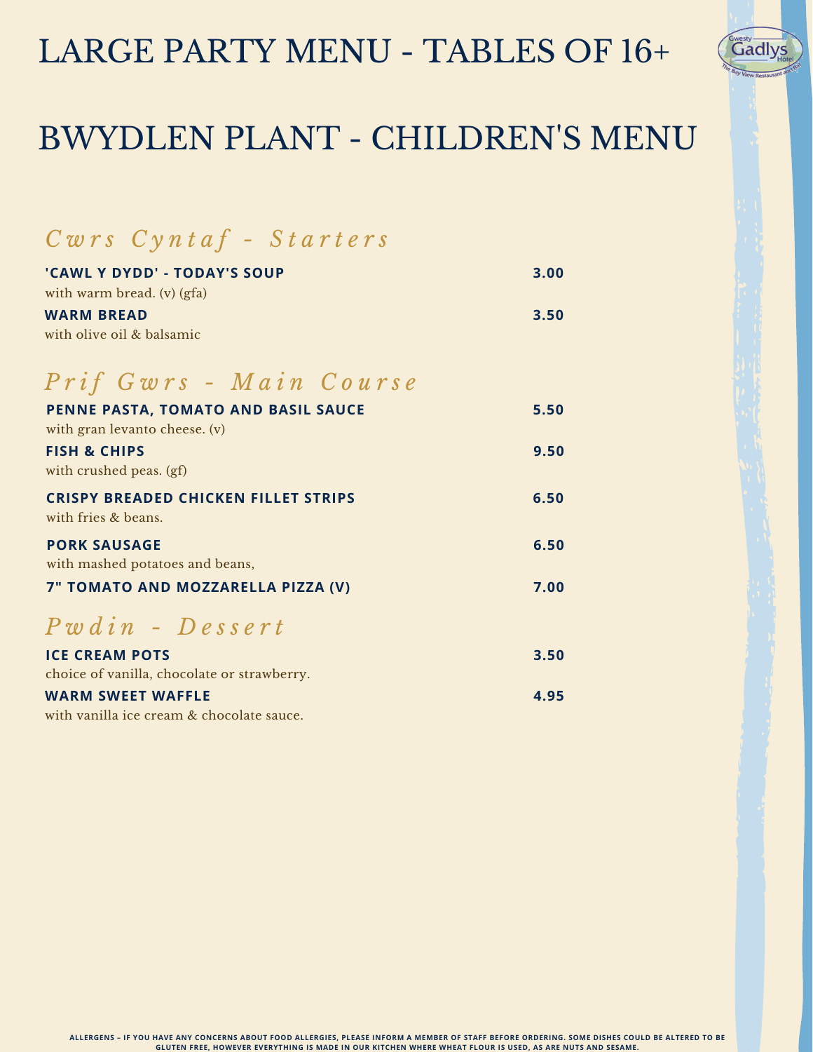# LARGE PARTY MENU - TABLES OF 16+

# BWYDLEN PLANT - CHILDREN'S MENU

## *Cwrs Cyntaf - Starters*

**'CAWL Y DYDD' - TODAY'S SOUP** **3.00**
with warm bread. (v) (gfa)

**WARM BREAD** **3.50**
with olive oil & balsamic

## *Prif Gwrs - Main Course*

**PENNE PASTA, TOMATO AND BASIL SAUCE** **5.50**
with gran levanto cheese. (v)

**FISH & CHIPS** **9.50**
with crushed peas. (gf)

**CRISPY BREADED CHICKEN FILLET STRIPS** **6.50**
with fries & beans.

**PORK SAUSAGE** **6.50**
with mashed potatoes and beans,

**7" TOMATO AND MOZZARELLA PIZZA (V)** **7.00**

## *Pwdin - Dessert*

**ICE CREAM POTS** **3.50**
choice of vanilla, chocolate or strawberry.

**WARM SWEET WAFFLE** **4.95**
with vanilla ice cream & chocolate sauce.

**ALLERGENS – IF YOU HAVE ANY CONCERNS ABOUT FOOD ALLERGIES, PLEASE INFORM A MEMBER OF STAFF BEFORE ORDERING. SOME DISHES COULD BE ALTERED TO BE GLUTEN FREE, HOWEVER EVERYTHING IS MADE IN OUR KITCHEN WHERE WHEAT FLOUR IS USED, AS ARE NUTS AND SESAME.**